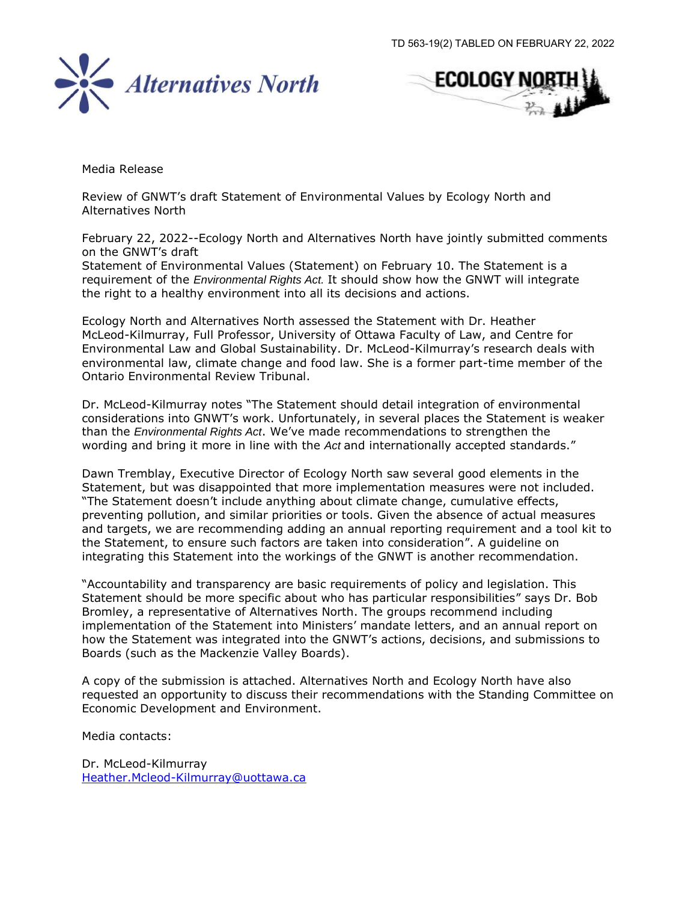TD 563-19(2) TABLED ON FEBRUARY 22, 2022

Alternatives North

ECOLOGY NORTH

Media Release

Review of GNWT's draft Statement of Environmental Values by Ecology North and Alternatives North

February 22, 2022--Ecology North and Alternatives North have jointly submitted comments on the GNWT's draft Statement of Environmental Values (Statement) on February 10. The Statement is a requirement of the *Environmental Rights Act.* It should show how the GNWT will integrate the right to a healthy environment into all its decisions and actions.

Ecology North and Alternatives North assessed the Statement with Dr. Heather McLeod-Kilmurray, Full Professor, University of Ottawa Faculty of Law, and Centre for Environmental Law and Global Sustainability. Dr. McLeod-Kilmurray's research deals with environmental law, climate change and food law. She is a former part-time member of the Ontario Environmental Review Tribunal.

Dr. McLeod-Kilmurray notes "The Statement should detail integration of environmental considerations into GNWT's work. Unfortunately, in several places the Statement is weaker than the *Environmental Rights Act*. We've made recommendations to strengthen the wording and bring it more in line with the *Act* and internationally accepted standards."

Dawn Tremblay, Executive Director of Ecology North saw several good elements in the Statement, but was disappointed that more implementation measures were not included. "The Statement doesn't include anything about climate change, cumulative effects, preventing pollution, and similar priorities or tools. Given the absence of actual measures and targets, we are recommending adding an annual reporting requirement and a tool kit to the Statement, to ensure such factors are taken into consideration". A guideline on integrating this Statement into the workings of the GNWT is another recommendation.

"Accountability and transparency are basic requirements of policy and legislation. This Statement should be more specific about who has particular responsibilities" says Dr. Bob Bromley, a representative of Alternatives North. The groups recommend including implementation of the Statement into Ministers' mandate letters, and an annual report on how the Statement was integrated into the GNWT's actions, decisions, and submissions to Boards (such as the Mackenzie Valley Boards).

A copy of the submission is attached. Alternatives North and Ecology North have also requested an opportunity to discuss their recommendations with the Standing Committee on Economic Development and Environment.

Media contacts:

Dr. McLeod-Kilmurray
Heather.Mcleod-Kilmurray@uottawa.ca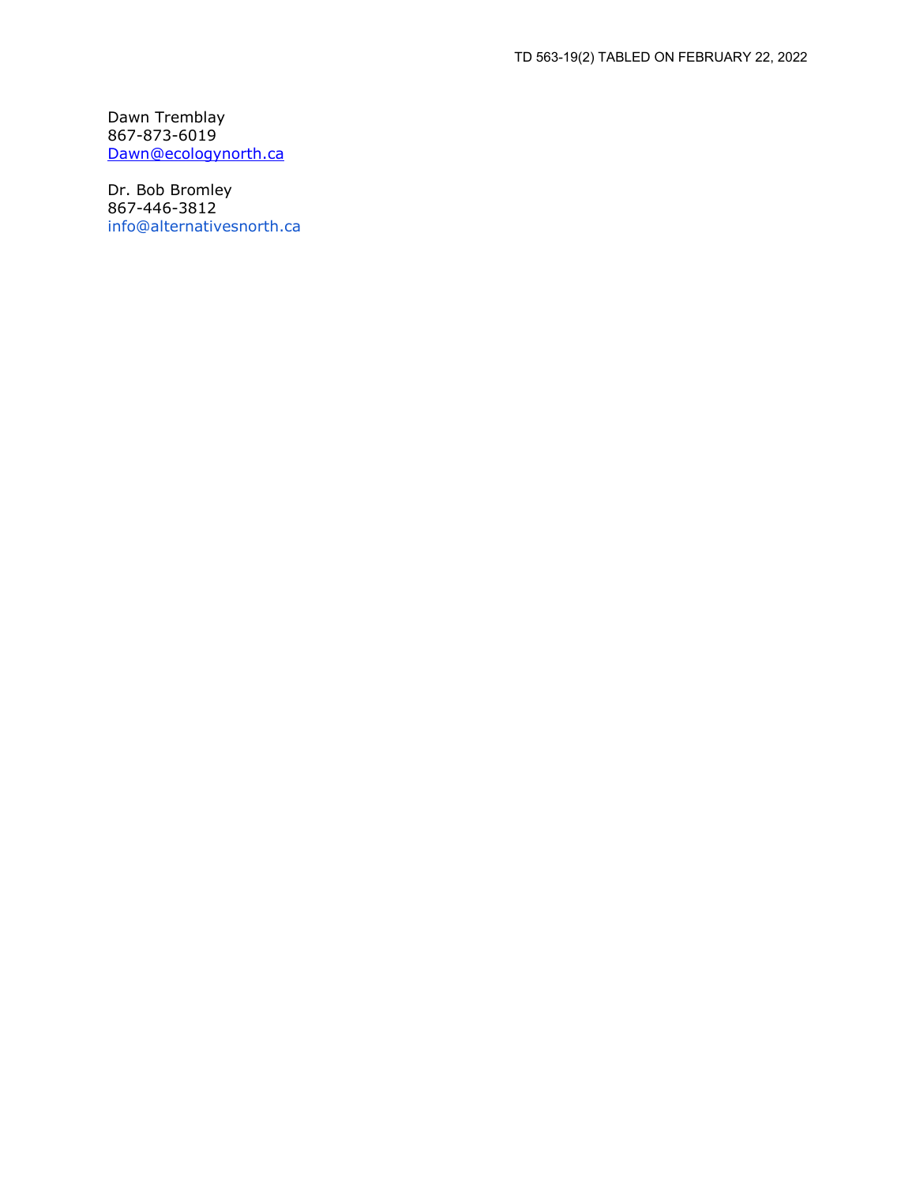Dawn Tremblay
867-873-6019
Dawn@ecologynorth.ca

Dr. Bob Bromley
867-446-3812
info@alternativesnorth.ca